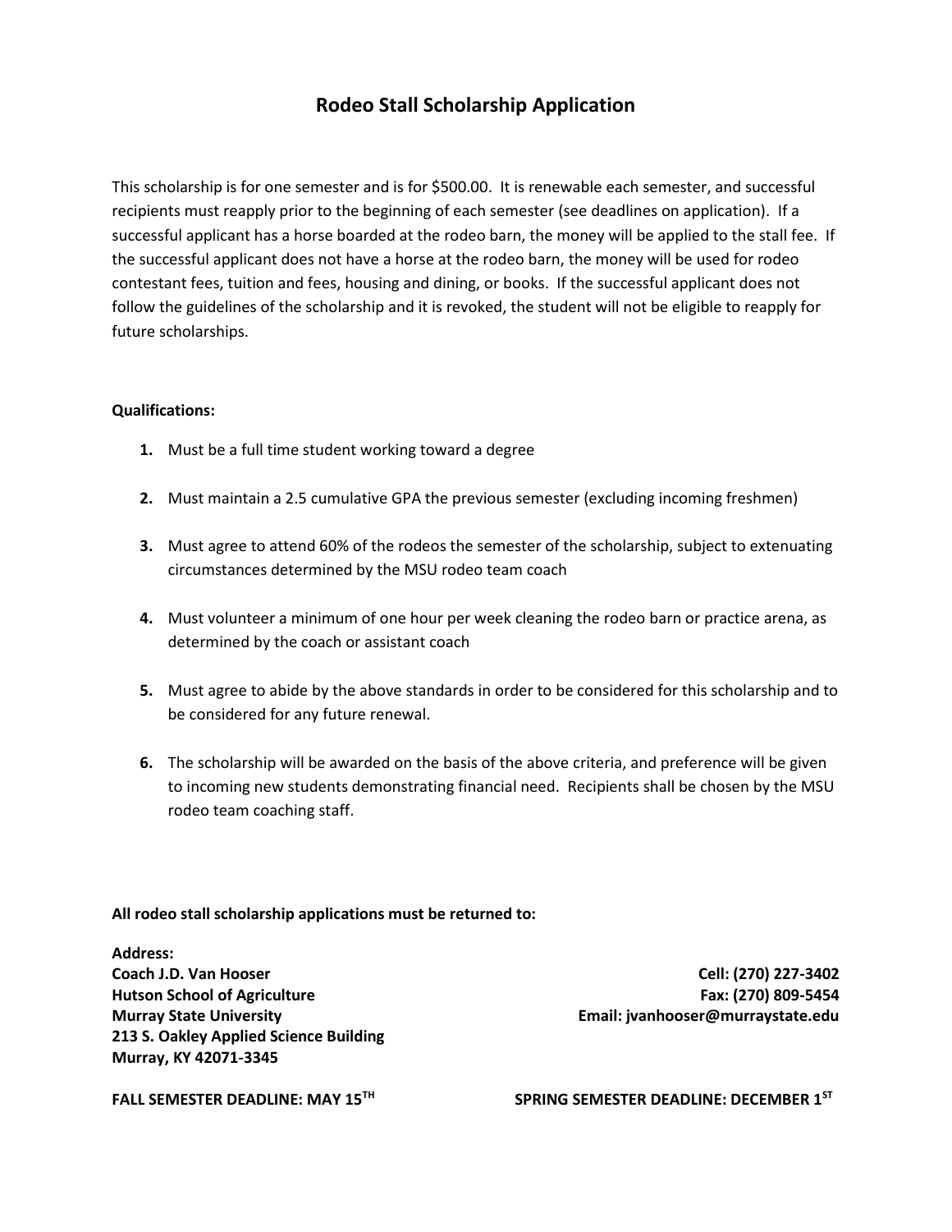# Rodeo Stall Scholarship Application

This scholarship is for one semester and is for $500.00. It is renewable each semester, and successful recipients must reapply prior to the beginning of each semester (see deadlines on application). If a successful applicant has a horse boarded at the rodeo barn, the money will be applied to the stall fee. If the successful applicant does not have a horse at the rodeo barn, the money will be used for rodeo contestant fees, tuition and fees, housing and dining, or books. If the successful applicant does not follow the guidelines of the scholarship and it is revoked, the student will not be eligible to reapply for future scholarships.

**Qualifications:**

1. Must be a full time student working toward a degree
2. Must maintain a 2.5 cumulative GPA the previous semester (excluding incoming freshmen)
3. Must agree to attend 60% of the rodeos the semester of the scholarship, subject to extenuating circumstances determined by the MSU rodeo team coach
4. Must volunteer a minimum of one hour per week cleaning the rodeo barn or practice arena, as determined by the coach or assistant coach
5. Must agree to abide by the above standards in order to be considered for this scholarship and to be considered for any future renewal.
6. The scholarship will be awarded on the basis of the above criteria, and preference will be given to incoming new students demonstrating financial need. Recipients shall be chosen by the MSU rodeo team coaching staff.

**All rodeo stall scholarship applications must be returned to:**

**Address:**
**Coach J.D. Van Hooser**
**Hutson School of Agriculture**
**Murray State University**
**213 S. Oakley Applied Science Building**
**Murray, KY 42071-3345**

**Cell: (270) 227-3402**
**Fax: (270) 809-5454**
**Email: jvanhooser@murraystate.edu**

**FALL SEMESTER DEADLINE: MAY 15TH**

**SPRING SEMESTER DEADLINE: DECEMBER 1ST**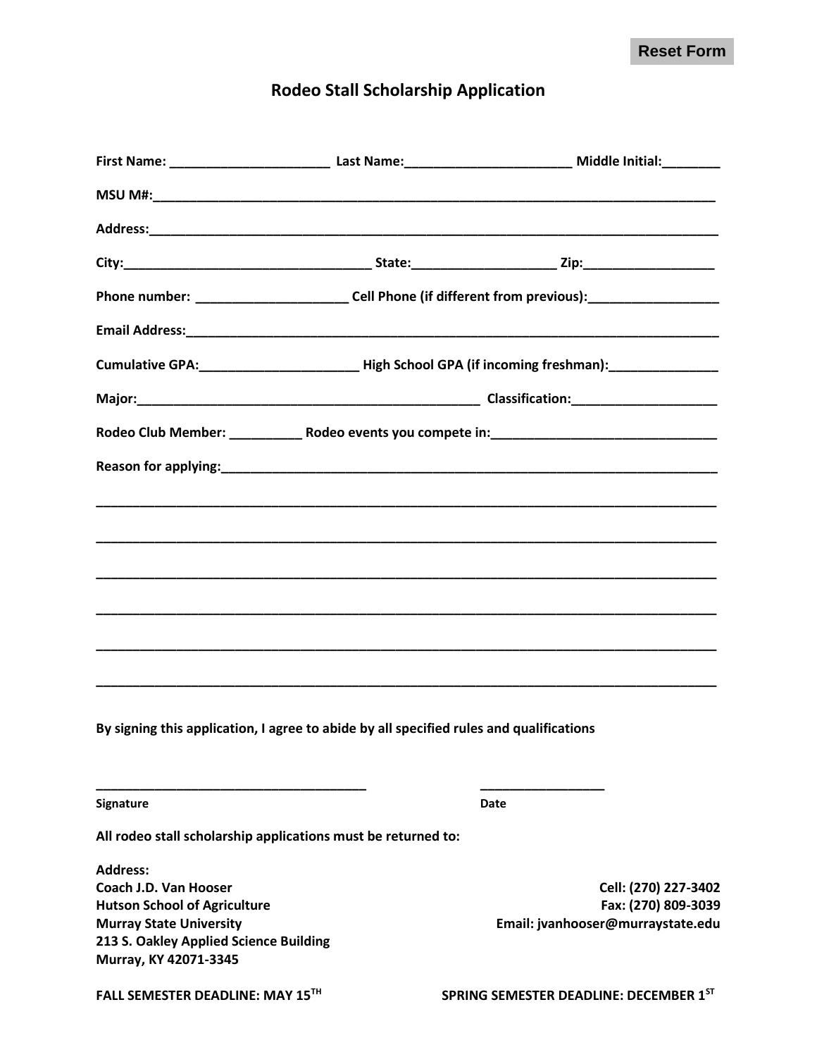Reset Form

# Rodeo Stall Scholarship Application

**First Name: ______________________ Last Name:_______________________ Middle Initial:________**

**MSU M#:_________________________________________________________________________________**

**Address:_________________________________________________________________________________**

**City:___________________________________ State:____________________ Zip:__________________**

**Phone number: _____________________ Cell Phone (if different from previous):__________________**

**Email Address:____________________________________________________________________________**

**Cumulative GPA:______________________ High School GPA (if incoming freshman):_______________**

**Major:________________________________________________ Classification:____________________**

**Rodeo Club Member: __________ Rodeo events you compete in:_______________________________**

**Reason for applying:________________________________________________________________________**

_________________________________________________________________________________________

_________________________________________________________________________________________

_________________________________________________________________________________________

_________________________________________________________________________________________

_________________________________________________________________________________________

_________________________________________________________________________________________

**By signing this application, I agree to abide by all specified rules and qualifications**

______________________________________ _________________

**Signature** **Date**

**All rodeo stall scholarship applications must be returned to:**

**Address:**
**Coach J.D. Van Hooser**
**Hutson School of Agriculture**
**Murray State University**
**213 S. Oakley Applied Science Building**
**Murray, KY 42071-3345**

**Cell: (270) 227-3402**
**Fax: (270) 809-3039**
**Email: jvanhooser@murraystate.edu**

**FALL SEMESTER DEADLINE: MAY 15TH** **SPRING SEMESTER DEADLINE: DECEMBER 1ST**